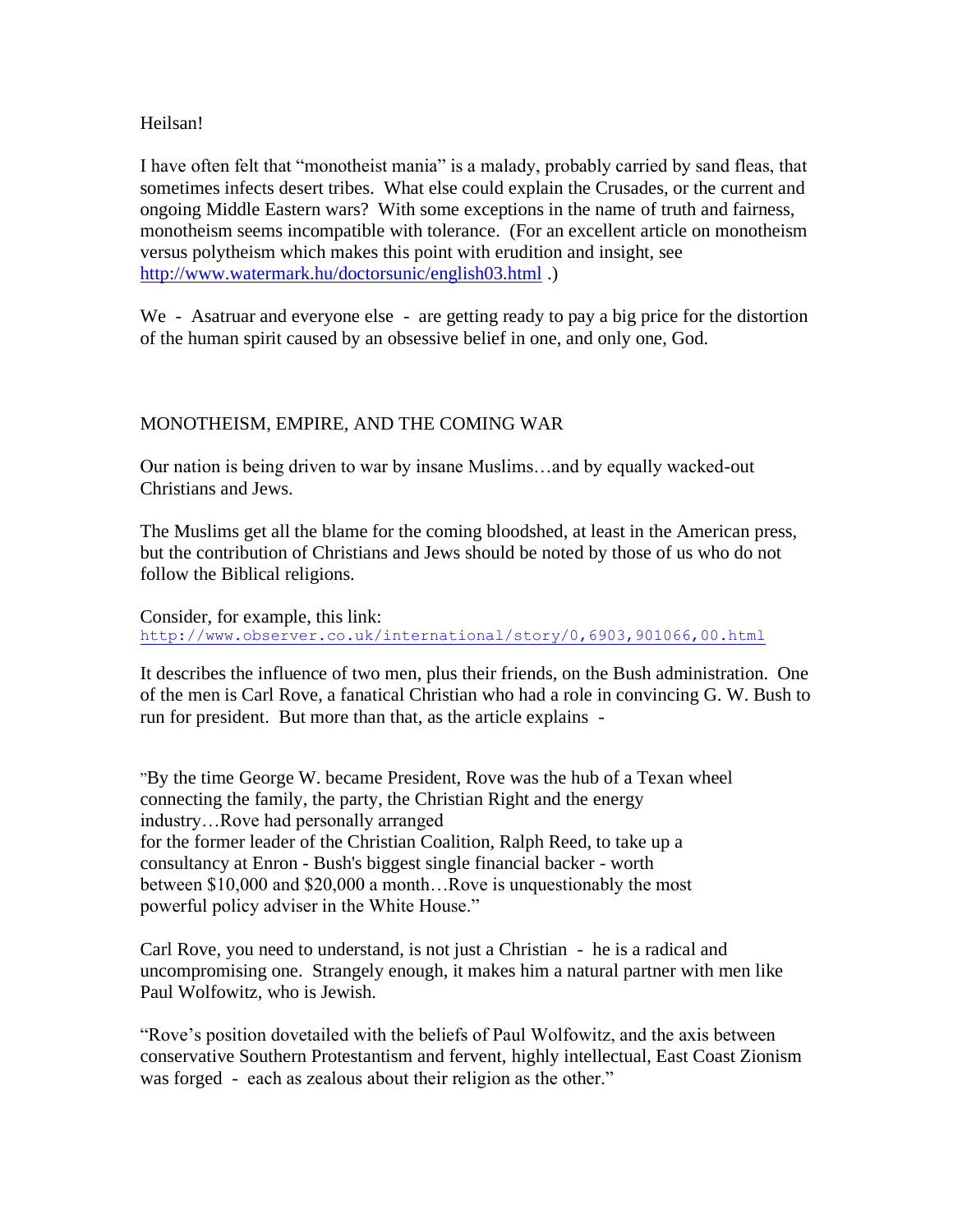Heilsan!

I have often felt that "monotheist mania" is a malady, probably carried by sand fleas, that sometimes infects desert tribes. What else could explain the Crusades, or the current and ongoing Middle Eastern wars? With some exceptions in the name of truth and fairness, monotheism seems incompatible with tolerance. (For an excellent article on monotheism versus polytheism which makes this point with erudition and insight, see http://www.watermark.hu/doctorsunic/english03.html .)

We - Asatruar and everyone else - are getting ready to pay a big price for the distortion of the human spirit caused by an obsessive belief in one, and only one, God.

MONOTHEISM, EMPIRE, AND THE COMING WAR

Our nation is being driven to war by insane Muslims…and by equally wacked-out Christians and Jews.

The Muslims get all the blame for the coming bloodshed, at least in the American press, but the contribution of Christians and Jews should be noted by those of us who do not follow the Biblical religions.

Consider, for example, this link:
http://www.observer.co.uk/international/story/0,6903,901066,00.html

It describes the influence of two men, plus their friends, on the Bush administration. One of the men is Carl Rove, a fanatical Christian who had a role in convincing G. W. Bush to run for president. But more than that, as the article explains -

"By the time George W. became President, Rove was the hub of a Texan wheel
connecting the family, the party, the Christian Right and the energy
industry…Rove had personally arranged
for the former leader of the Christian Coalition, Ralph Reed, to take up a
consultancy at Enron - Bush's biggest single financial backer - worth
between $10,000 and $20,000 a month…Rove is unquestionably the most
powerful policy adviser in the White House."

Carl Rove, you need to understand, is not just a Christian - he is a radical and uncompromising one. Strangely enough, it makes him a natural partner with men like Paul Wolfowitz, who is Jewish.

"Rove's position dovetailed with the beliefs of Paul Wolfowitz, and the axis between conservative Southern Protestantism and fervent, highly intellectual, East Coast Zionism was forged - each as zealous about their religion as the other."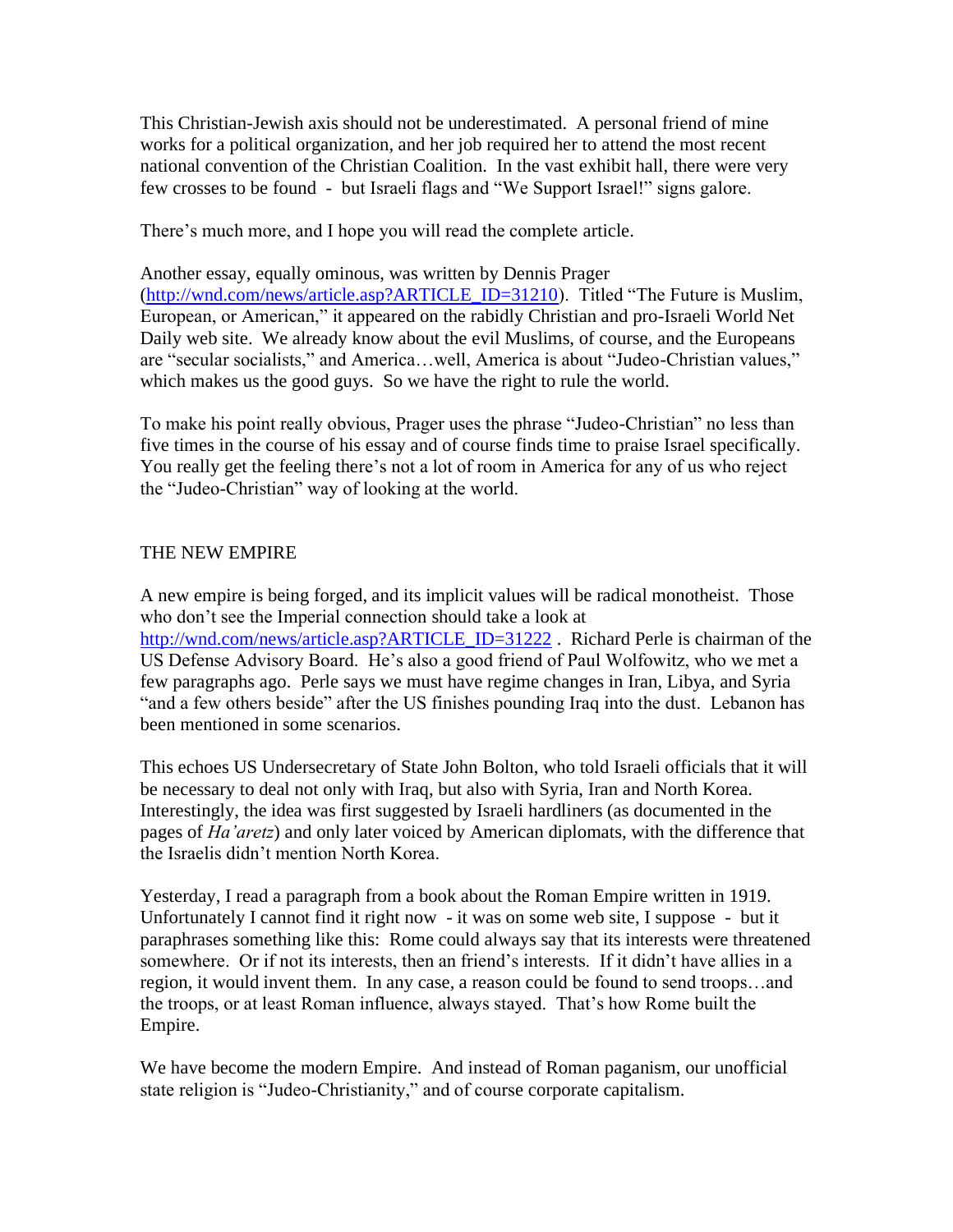This Christian-Jewish axis should not be underestimated. A personal friend of mine works for a political organization, and her job required her to attend the most recent national convention of the Christian Coalition. In the vast exhibit hall, there were very few crosses to be found - but Israeli flags and "We Support Israel!" signs galore.

There's much more, and I hope you will read the complete article.

Another essay, equally ominous, was written by Dennis Prager (http://wnd.com/news/article.asp?ARTICLE_ID=31210). Titled "The Future is Muslim, European, or American," it appeared on the rabidly Christian and pro-Israeli World Net Daily web site. We already know about the evil Muslims, of course, and the Europeans are "secular socialists," and America…well, America is about "Judeo-Christian values," which makes us the good guys. So we have the right to rule the world.

To make his point really obvious, Prager uses the phrase "Judeo-Christian" no less than five times in the course of his essay and of course finds time to praise Israel specifically. You really get the feeling there's not a lot of room in America for any of us who reject the "Judeo-Christian" way of looking at the world.

## THE NEW EMPIRE

A new empire is being forged, and its implicit values will be radical monotheist. Those who don't see the Imperial connection should take a look at http://wnd.com/news/article.asp?ARTICLE_ID=31222 . Richard Perle is chairman of the US Defense Advisory Board. He's also a good friend of Paul Wolfowitz, who we met a few paragraphs ago. Perle says we must have regime changes in Iran, Libya, and Syria "and a few others beside" after the US finishes pounding Iraq into the dust. Lebanon has been mentioned in some scenarios.

This echoes US Undersecretary of State John Bolton, who told Israeli officials that it will be necessary to deal not only with Iraq, but also with Syria, Iran and North Korea. Interestingly, the idea was first suggested by Israeli hardliners (as documented in the pages of *Ha'aretz*) and only later voiced by American diplomats, with the difference that the Israelis didn't mention North Korea.

Yesterday, I read a paragraph from a book about the Roman Empire written in 1919. Unfortunately I cannot find it right now - it was on some web site, I suppose - but it paraphrases something like this: Rome could always say that its interests were threatened somewhere. Or if not its interests, then an friend's interests. If it didn't have allies in a region, it would invent them. In any case, a reason could be found to send troops…and the troops, or at least Roman influence, always stayed. That's how Rome built the Empire.

We have become the modern Empire. And instead of Roman paganism, our unofficial state religion is "Judeo-Christianity," and of course corporate capitalism.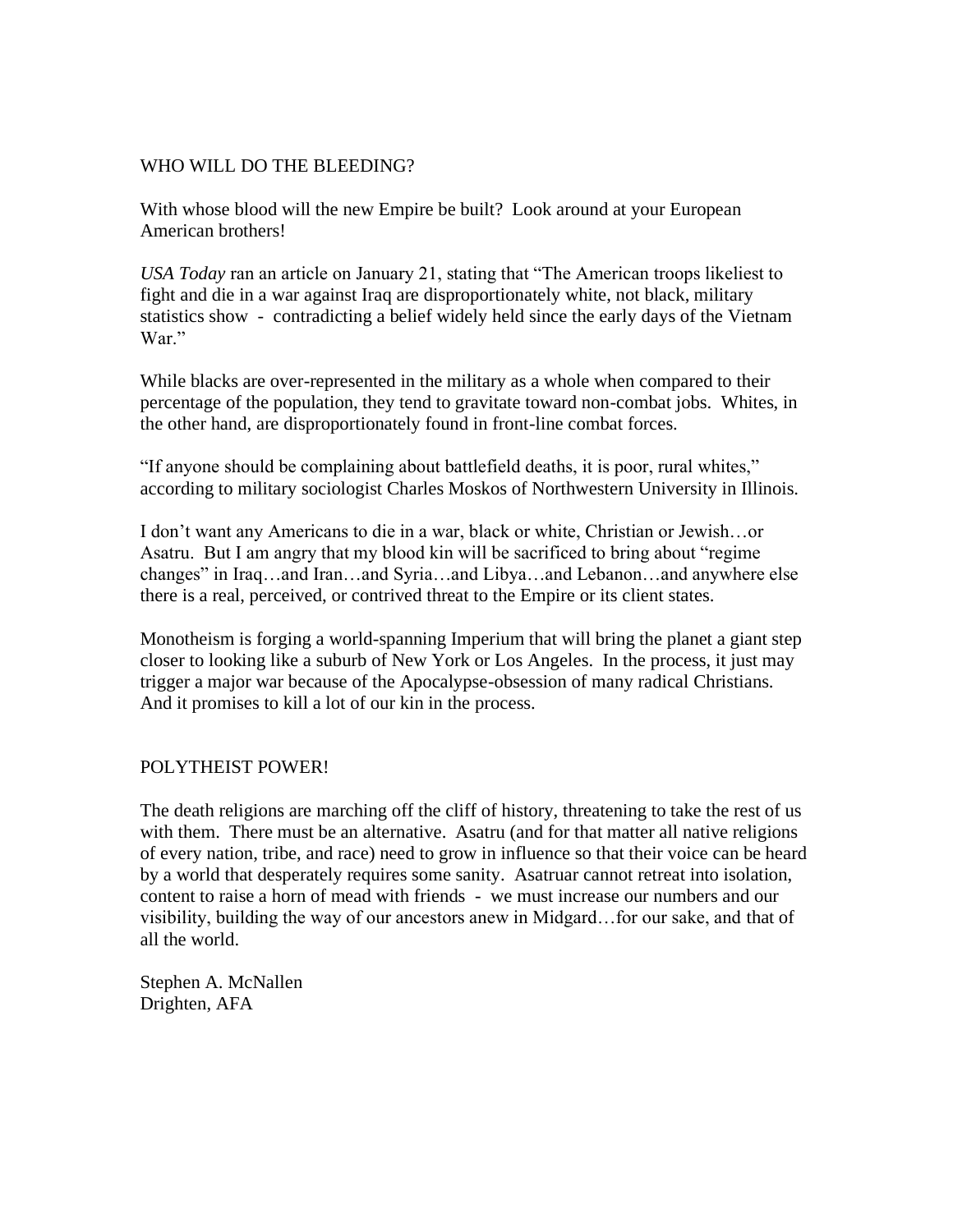## WHO WILL DO THE BLEEDING?

With whose blood will the new Empire be built? Look around at your European American brothers!

*USA Today* ran an article on January 21, stating that "The American troops likeliest to fight and die in a war against Iraq are disproportionately white, not black, military statistics show - contradicting a belief widely held since the early days of the Vietnam War."

While blacks are over-represented in the military as a whole when compared to their percentage of the population, they tend to gravitate toward non-combat jobs. Whites, in the other hand, are disproportionately found in front-line combat forces.

"If anyone should be complaining about battlefield deaths, it is poor, rural whites," according to military sociologist Charles Moskos of Northwestern University in Illinois.

I don't want any Americans to die in a war, black or white, Christian or Jewish…or Asatru. But I am angry that my blood kin will be sacrificed to bring about "regime changes" in Iraq…and Iran…and Syria…and Libya…and Lebanon…and anywhere else there is a real, perceived, or contrived threat to the Empire or its client states.

Monotheism is forging a world-spanning Imperium that will bring the planet a giant step closer to looking like a suburb of New York or Los Angeles. In the process, it just may trigger a major war because of the Apocalypse-obsession of many radical Christians. And it promises to kill a lot of our kin in the process.

## POLYTHEIST POWER!

The death religions are marching off the cliff of history, threatening to take the rest of us with them. There must be an alternative. Asatru (and for that matter all native religions of every nation, tribe, and race) need to grow in influence so that their voice can be heard by a world that desperately requires some sanity. Asatruar cannot retreat into isolation, content to raise a horn of mead with friends - we must increase our numbers and our visibility, building the way of our ancestors anew in Midgard…for our sake, and that of all the world.

Stephen A. McNallen
Drighten, AFA